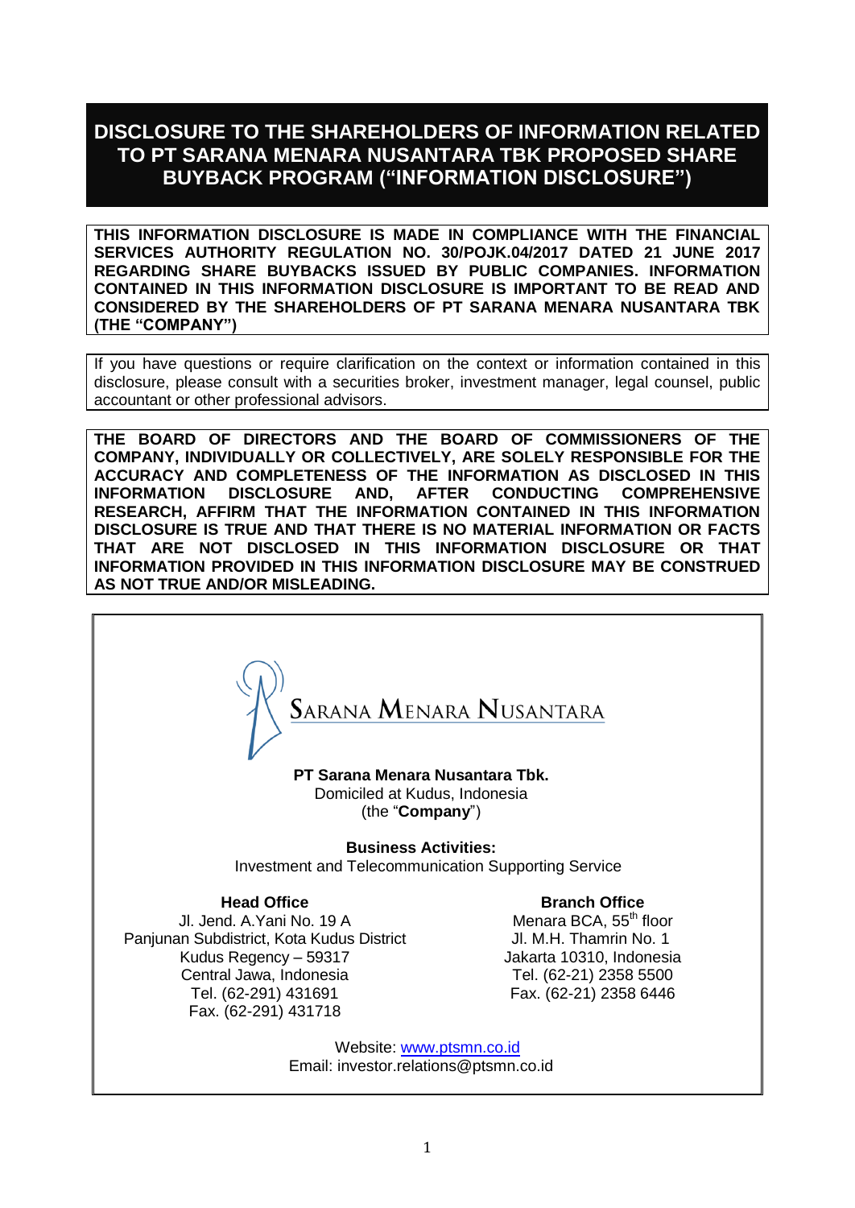# DISCLOSURE TO THE SHAREHOLDERS OF INFORMATION RELATED TO PT SARANA MENARA NUSANTARA TBK PROPOSED SHARE BUYBACK PROGRAM ("INFORMATION DISCLOSURE")

**THIS INFORMATION DISCLOSURE IS MADE IN COMPLIANCE WITH THE FINANCIAL SERVICES AUTHORITY REGULATION NO. 30/POJK.04/2017 DATED 21 JUNE 2017 REGARDING SHARE BUYBACKS ISSUED BY PUBLIC COMPANIES. INFORMATION CONTAINED IN THIS INFORMATION DISCLOSURE IS IMPORTANT TO BE READ AND CONSIDERED BY THE SHAREHOLDERS OF PT SARANA MENARA NUSANTARA TBK (THE "COMPANY")**

If you have questions or require clarification on the context or information contained in this disclosure, please consult with a securities broker, investment manager, legal counsel, public accountant or other professional advisors.

**THE BOARD OF DIRECTORS AND THE BOARD OF COMMISSIONERS OF THE COMPANY, INDIVIDUALLY OR COLLECTIVELY, ARE SOLELY RESPONSIBLE FOR THE ACCURACY AND COMPLETENESS OF THE INFORMATION AS DISCLOSED IN THIS INFORMATION DISCLOSURE AND, AFTER CONDUCTING COMPREHENSIVE RESEARCH, AFFIRM THAT THE INFORMATION CONTAINED IN THIS INFORMATION DISCLOSURE IS TRUE AND THAT THERE IS NO MATERIAL INFORMATION OR FACTS THAT ARE NOT DISCLOSED IN THIS INFORMATION DISCLOSURE OR THAT INFORMATION PROVIDED IN THIS INFORMATION DISCLOSURE MAY BE CONSTRUED AS NOT TRUE AND/OR MISLEADING.**

SARANA MENARA NUSANTARA

**PT Sarana Menara Nusantara Tbk.**
Domiciled at Kudus, Indonesia
(the "**Company**")

**Business Activities:**
Investment and Telecommunication Supporting Service

**Head Office**
Jl. Jend. A.Yani No. 19 A
Panjunan Subdistrict, Kota Kudus District
Kudus Regency – 59317
Central Jawa, Indonesia
Tel. (62-291) 431691
Fax. (62-291) 431718

**Branch Office**
Menara BCA, 55th floor
Jl. M.H. Thamrin No. 1
Jakarta 10310, Indonesia
Tel. (62-21) 2358 5500
Fax. (62-21) 2358 6446

Website: www.ptsmn.co.id
Email: investor.relations@ptsmn.co.id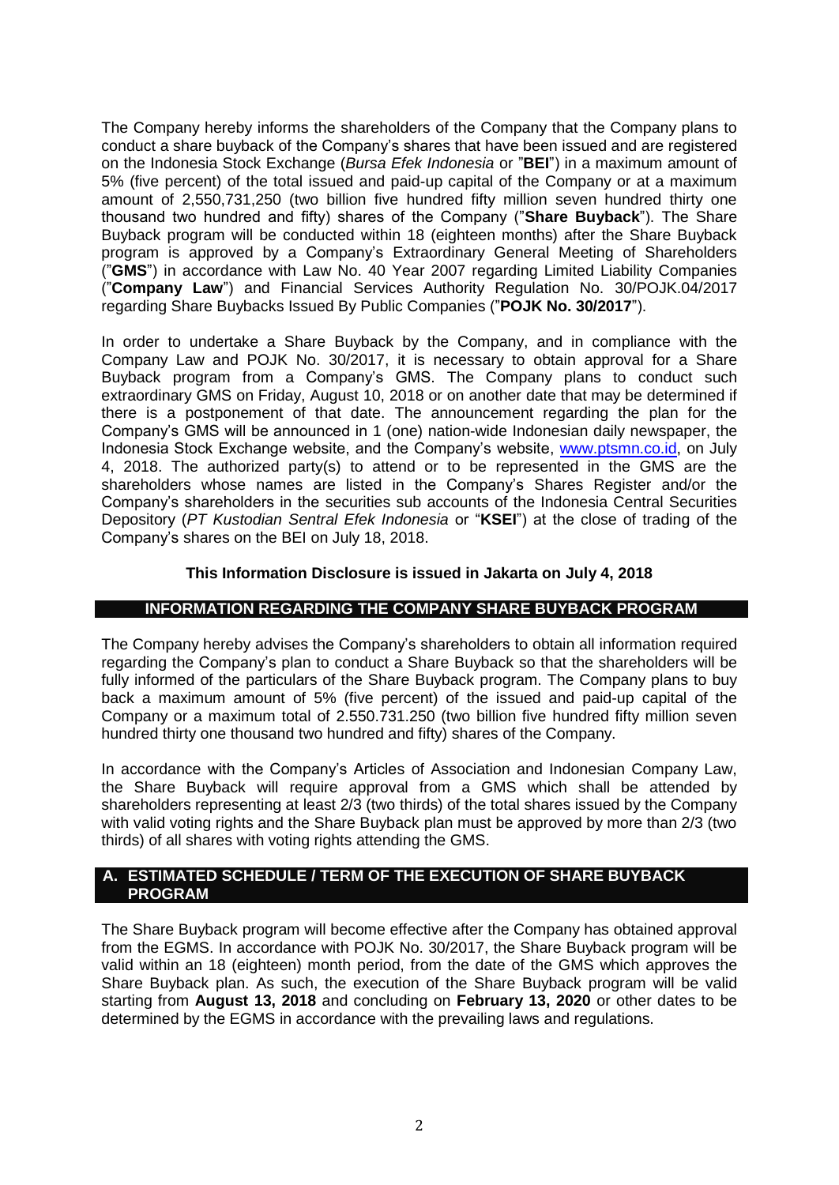The Company hereby informs the shareholders of the Company that the Company plans to conduct a share buyback of the Company's shares that have been issued and are registered on the Indonesia Stock Exchange (*Bursa Efek Indonesia* or "**BEI**") in a maximum amount of 5% (five percent) of the total issued and paid-up capital of the Company or at a maximum amount of 2,550,731,250 (two billion five hundred fifty million seven hundred thirty one thousand two hundred and fifty) shares of the Company ("**Share Buyback**"). The Share Buyback program will be conducted within 18 (eighteen months) after the Share Buyback program is approved by a Company's Extraordinary General Meeting of Shareholders ("**GMS**") in accordance with Law No. 40 Year 2007 regarding Limited Liability Companies ("**Company Law**") and Financial Services Authority Regulation No. 30/POJK.04/2017 regarding Share Buybacks Issued By Public Companies ("**POJK No. 30/2017**").

In order to undertake a Share Buyback by the Company, and in compliance with the Company Law and POJK No. 30/2017, it is necessary to obtain approval for a Share Buyback program from a Company's GMS. The Company plans to conduct such extraordinary GMS on Friday, August 10, 2018 or on another date that may be determined if there is a postponement of that date. The announcement regarding the plan for the Company's GMS will be announced in 1 (one) nation-wide Indonesian daily newspaper, the Indonesia Stock Exchange website, and the Company's website, www.ptsmn.co.id, on July 4, 2018. The authorized party(s) to attend or to be represented in the GMS are the shareholders whose names are listed in the Company's Shares Register and/or the Company's shareholders in the securities sub accounts of the Indonesia Central Securities Depository (*PT Kustodian Sentral Efek Indonesia* or "**KSEI**") at the close of trading of the Company's shares on the BEI on July 18, 2018.

**This Information Disclosure is issued in Jakarta on July 4, 2018**

## INFORMATION REGARDING THE COMPANY SHARE BUYBACK PROGRAM

The Company hereby advises the Company's shareholders to obtain all information required regarding the Company's plan to conduct a Share Buyback so that the shareholders will be fully informed of the particulars of the Share Buyback program. The Company plans to buy back a maximum amount of 5% (five percent) of the issued and paid-up capital of the Company or a maximum total of 2.550.731.250 (two billion five hundred fifty million seven hundred thirty one thousand two hundred and fifty) shares of the Company.

In accordance with the Company's Articles of Association and Indonesian Company Law, the Share Buyback will require approval from a GMS which shall be attended by shareholders representing at least 2/3 (two thirds) of the total shares issued by the Company with valid voting rights and the Share Buyback plan must be approved by more than 2/3 (two thirds) of all shares with voting rights attending the GMS.

## A. ESTIMATED SCHEDULE / TERM OF THE EXECUTION OF SHARE BUYBACK PROGRAM

The Share Buyback program will become effective after the Company has obtained approval from the EGMS. In accordance with POJK No. 30/2017, the Share Buyback program will be valid within an 18 (eighteen) month period, from the date of the GMS which approves the Share Buyback plan. As such, the execution of the Share Buyback program will be valid starting from **August 13, 2018** and concluding on **February 13, 2020** or other dates to be determined by the EGMS in accordance with the prevailing laws and regulations.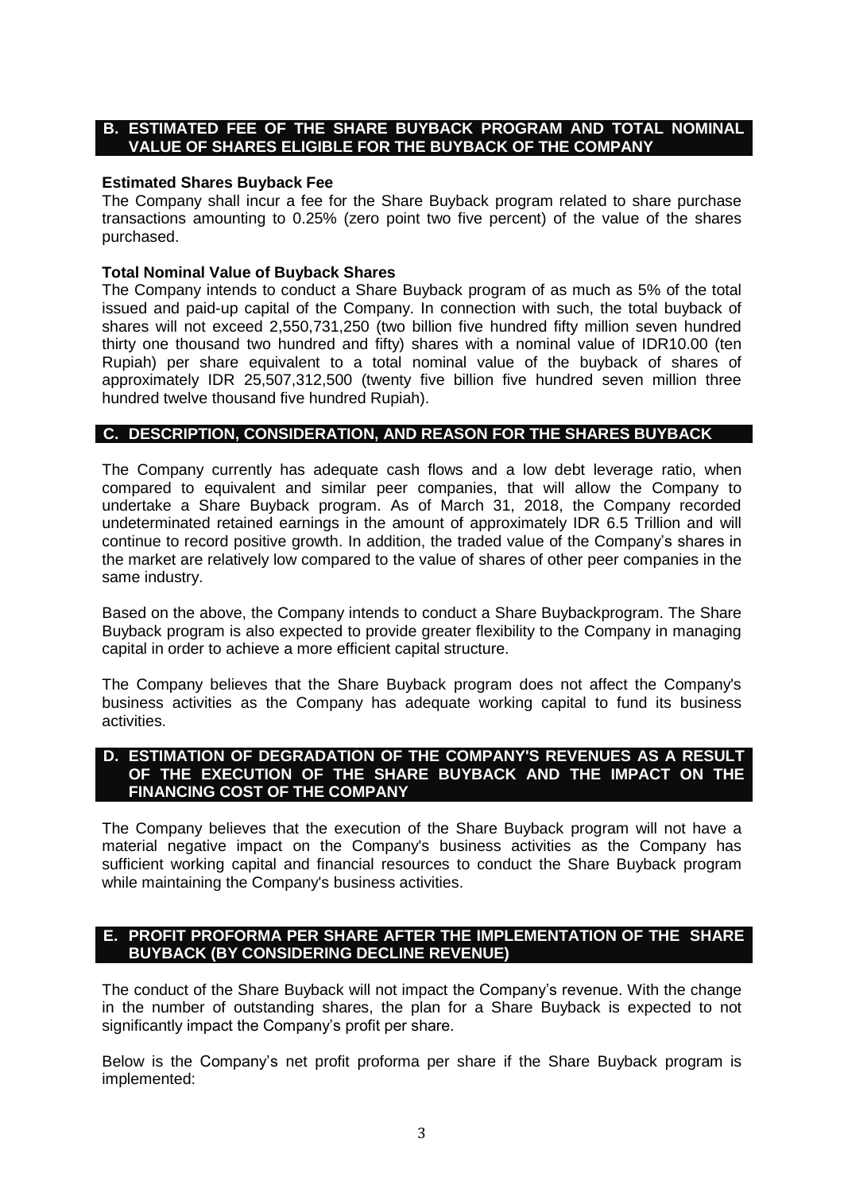## B. ESTIMATED FEE OF THE SHARE BUYBACK PROGRAM AND TOTAL NOMINAL VALUE OF SHARES ELIGIBLE FOR THE BUYBACK OF THE COMPANY

**Estimated Shares Buyback Fee**

The Company shall incur a fee for the Share Buyback program related to share purchase transactions amounting to 0.25% (zero point two five percent) of the value of the shares purchased.

**Total Nominal Value of Buyback Shares**

The Company intends to conduct a Share Buyback program of as much as 5% of the total issued and paid-up capital of the Company. In connection with such, the total buyback of shares will not exceed 2,550,731,250 (two billion five hundred fifty million seven hundred thirty one thousand two hundred and fifty) shares with a nominal value of IDR10.00 (ten Rupiah) per share equivalent to a total nominal value of the buyback of shares of approximately IDR 25,507,312,500 (twenty five billion five hundred seven million three hundred twelve thousand five hundred Rupiah).

## C. DESCRIPTION, CONSIDERATION, AND REASON FOR THE SHARES BUYBACK

The Company currently has adequate cash flows and a low debt leverage ratio, when compared to equivalent and similar peer companies, that will allow the Company to undertake a Share Buyback program. As of March 31, 2018, the Company recorded undeterminated retained earnings in the amount of approximately IDR 6.5 Trillion and will continue to record positive growth. In addition, the traded value of the Company's shares in the market are relatively low compared to the value of shares of other peer companies in the same industry.

Based on the above, the Company intends to conduct a Share Buybackprogram. The Share Buyback program is also expected to provide greater flexibility to the Company in managing capital in order to achieve a more efficient capital structure.

The Company believes that the Share Buyback program does not affect the Company's business activities as the Company has adequate working capital to fund its business activities.

## D. ESTIMATION OF DEGRADATION OF THE COMPANY'S REVENUES AS A RESULT OF THE EXECUTION OF THE SHARE BUYBACK AND THE IMPACT ON THE FINANCING COST OF THE COMPANY

The Company believes that the execution of the Share Buyback program will not have a material negative impact on the Company's business activities as the Company has sufficient working capital and financial resources to conduct the Share Buyback program while maintaining the Company's business activities.

## E. PROFIT PROFORMA PER SHARE AFTER THE IMPLEMENTATION OF THE SHARE BUYBACK (BY CONSIDERING DECLINE REVENUE)

The conduct of the Share Buyback will not impact the Company's revenue. With the change in the number of outstanding shares, the plan for a Share Buyback is expected to not significantly impact the Company's profit per share.

Below is the Company's net profit proforma per share if the Share Buyback program is implemented: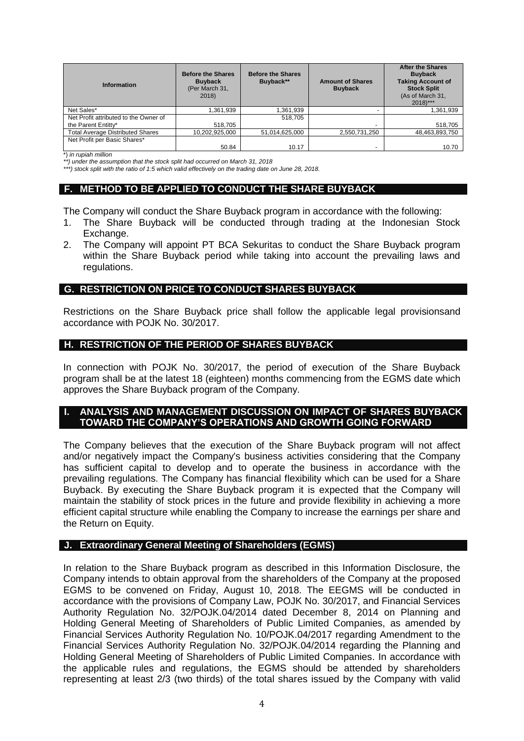| Information | Before the Shares Buyback (Per March 31, 2018) | Before the Shares Buyback** | Amount of Shares Buyback | After the Shares Buyback Taking Account of Stock Split (As of March 31, 2018)*** |
|---|---|---|---|---|
| Net Sales* | 1,361,939 | 1,361,939 | - | 1,361,939 |
| Net Profit attributed to the Owner of the Parent Entitty* | 518,705 | 518,705 | - | 518,705 |
| Total Average Distributed Shares | 10,202,925,000 | 51,014,625,000 | 2,550,731,250 | 48,463,893,750 |
| Net Profit per Basic Shares* | 50.84 | 10.17 | - | 10.70 |

*) *in rupiah million*

**) *under the assumption that the stock split had occurred on March 31, 2018*

***) *stock split with the ratio of 1:5 which valid effectively on the trading date on June 28, 2018.*

## F. METHOD TO BE APPLIED TO CONDUCT THE SHARE BUYBACK

The Company will conduct the Share Buyback program in accordance with the following:

1. The Share Buyback will be conducted through trading at the Indonesian Stock Exchange.
2. The Company will appoint PT BCA Sekuritas to conduct the Share Buyback program within the Share Buyback period while taking into account the prevailing laws and regulations.

## G. RESTRICTION ON PRICE TO CONDUCT SHARES BUYBACK

Restrictions on the Share Buyback price shall follow the applicable legal provisionsand accordance with POJK No. 30/2017.

## H. RESTRICTION OF THE PERIOD OF SHARES BUYBACK

In connection with POJK No. 30/2017, the period of execution of the Share Buyback program shall be at the latest 18 (eighteen) months commencing from the EGMS date which approves the Share Buyback program of the Company.

## I. ANALYSIS AND MANAGEMENT DISCUSSION ON IMPACT OF SHARES BUYBACK TOWARD THE COMPANY'S OPERATIONS AND GROWTH GOING FORWARD

The Company believes that the execution of the Share Buyback program will not affect and/or negatively impact the Company's business activities considering that the Company has sufficient capital to develop and to operate the business in accordance with the prevailing regulations. The Company has financial flexibility which can be used for a Share Buyback. By executing the Share Buyback program it is expected that the Company will maintain the stability of stock prices in the future and provide flexibility in achieving a more efficient capital structure while enabling the Company to increase the earnings per share and the Return on Equity.

## J. Extraordinary General Meeting of Shareholders (EGMS)

In relation to the Share Buyback program as described in this Information Disclosure, the Company intends to obtain approval from the shareholders of the Company at the proposed EGMS to be convened on Friday, August 10, 2018. The EEGMS will be conducted in accordance with the provisions of Company Law, POJK No. 30/2017, and Financial Services Authority Regulation No. 32/POJK.04/2014 dated December 8, 2014 on Planning and Holding General Meeting of Shareholders of Public Limited Companies, as amended by Financial Services Authority Regulation No. 10/POJK.04/2017 regarding Amendment to the Financial Services Authority Regulation No. 32/POJK.04/2014 regarding the Planning and Holding General Meeting of Shareholders of Public Limited Companies. In accordance with the applicable rules and regulations, the EGMS should be attended by shareholders representing at least 2/3 (two thirds) of the total shares issued by the Company with valid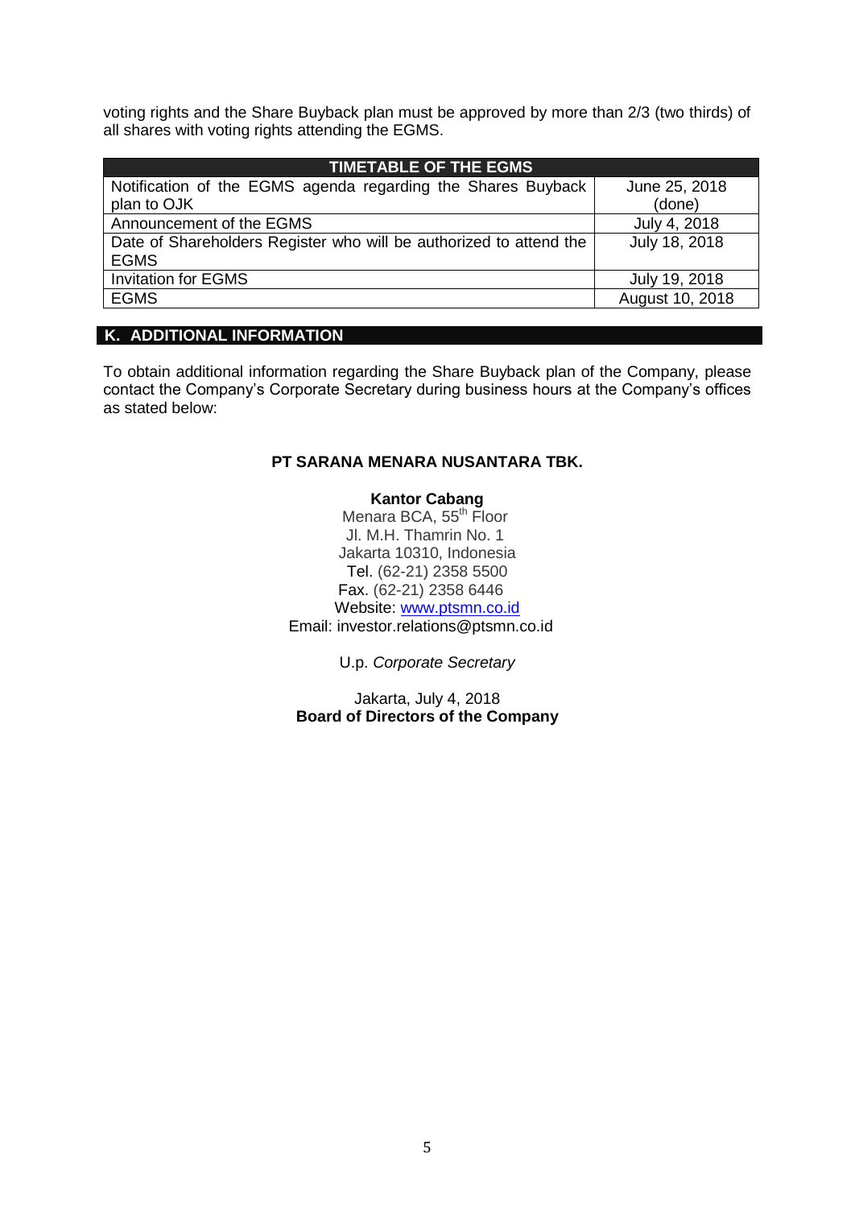voting rights and the Share Buyback plan must be approved by more than 2/3 (two thirds) of all shares with voting rights attending the EGMS.

| TIMETABLE OF THE EGMS | |
|---|---|
| Notification of the EGMS agenda regarding the Shares Buyback plan to OJK | June 25, 2018 (done) |
| Announcement of the EGMS | July 4, 2018 |
| Date of Shareholders Register who will be authorized to attend the EGMS | July 18, 2018 |
| Invitation for EGMS | July 19, 2018 |
| EGMS | August 10, 2018 |

## K. ADDITIONAL INFORMATION

To obtain additional information regarding the Share Buyback plan of the Company, please contact the Company's Corporate Secretary during business hours at the Company's offices as stated below:

**PT SARANA MENARA NUSANTARA TBK.**

**Kantor Cabang**
Menara BCA, 55th Floor
Jl. M.H. Thamrin No. 1
Jakarta 10310, Indonesia
Tel. (62-21) 2358 5500
Fax. (62-21) 2358 6446
Website: www.ptsmn.co.id
Email: investor.relations@ptsmn.co.id

U.p. *Corporate Secretary*

Jakarta, July 4, 2018
**Board of Directors of the Company**